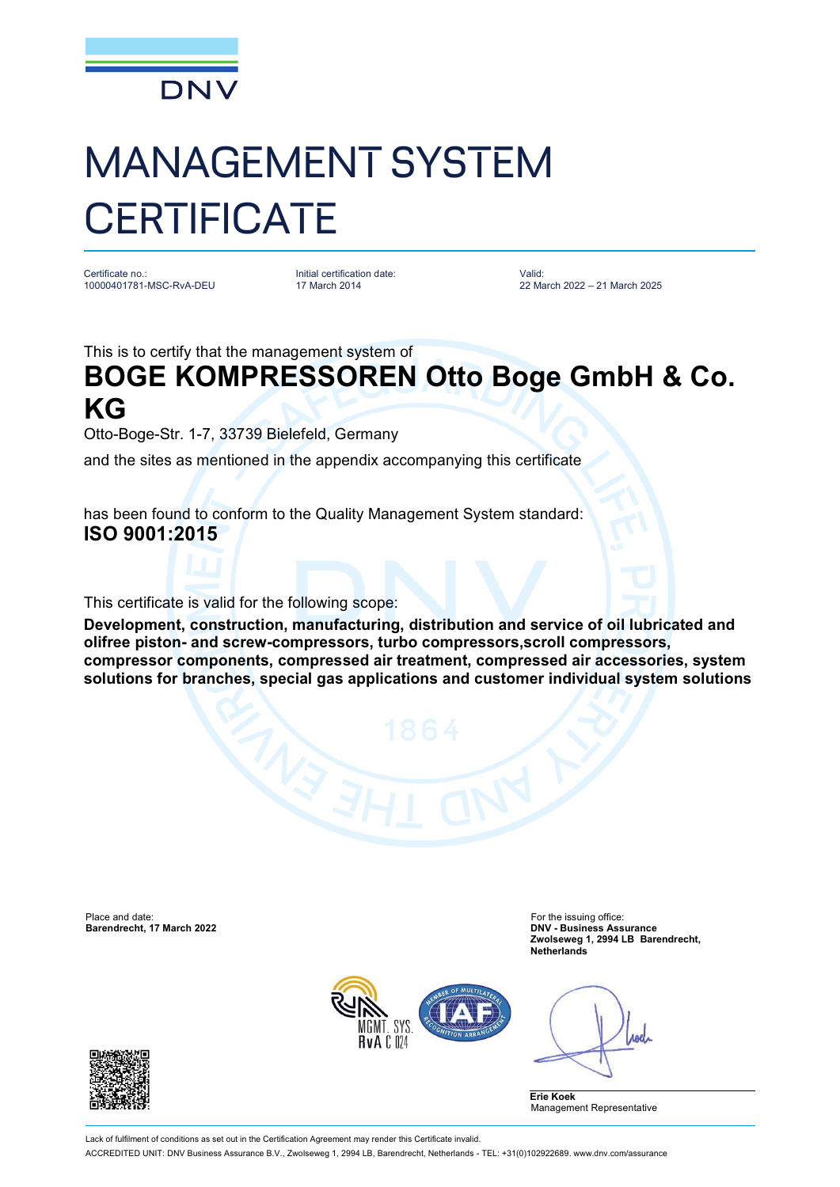DNV

# MANAGEMENT SYSTEM CERTIFICATE

Certificate no.:
10000401781-MSC-RvA-DEU

Initial certification date:
17 March 2014

Valid:
22 March 2022 – 21 March 2025

This is to certify that the management system of

## BOGE KOMPRESSOREN Otto Boge GmbH & Co. KG

Otto-Boge-Str. 1-7, 33739 Bielefeld, Germany

and the sites as mentioned in the appendix accompanying this certificate

has been found to conform to the Quality Management System standard:

**ISO 9001:2015**

This certificate is valid for the following scope:

**Development, construction, manufacturing, distribution and service of oil lubricated and olifree piston- and screw-compressors, turbo compressors,scroll compressors, compressor components, compressed air treatment, compressed air accessories, system solutions for branches, special gas applications and customer individual system solutions**

Place and date:
**Barendrecht, 17 March 2022**

For the issuing office:
**DNV - Business Assurance**
**Zwolseweg 1, 2994 LB Barendrecht, Netherlands**

MGMT. SYS.
RvA C 024

**Erie Koek**
Management Representative

Lack of fulfilment of conditions as set out in the Certification Agreement may render this Certificate invalid.

ACCREDITED UNIT: DNV Business Assurance B.V., Zwolseweg 1, 2994 LB, Barendrecht, Netherlands - TEL: +31(0)102922689. www.dnv.com/assurance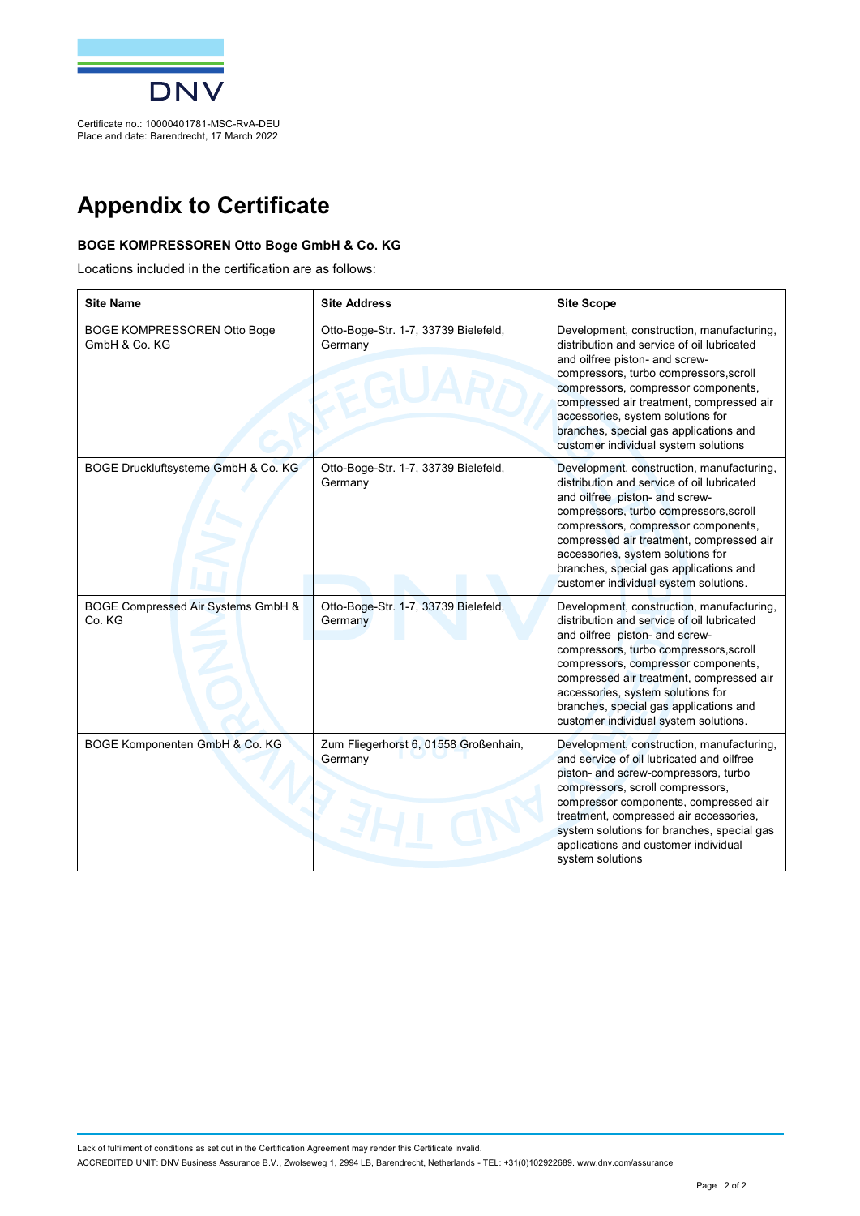Certificate no.: 10000401781-MSC-RvA-DEU
Place and date: Barendrecht, 17 March 2022

# Appendix to Certificate

**BOGE KOMPRESSOREN Otto Boge GmbH & Co. KG**

Locations included in the certification are as follows:

| Site Name | Site Address | Site Scope |
|---|---|---|
| BOGE KOMPRESSOREN Otto Boge GmbH & Co. KG | Otto-Boge-Str. 1-7, 33739 Bielefeld, Germany | Development, construction, manufacturing, distribution and service of oil lubricated and oilfree piston- and screw-compressors, turbo compressors,scroll compressors, compressor components, compressed air treatment, compressed air accessories, system solutions for branches, special gas applications and customer individual system solutions |
| BOGE Druckluftsysteme GmbH & Co. KG | Otto-Boge-Str. 1-7, 33739 Bielefeld, Germany | Development, construction, manufacturing, distribution and service of oil lubricated and oilfree piston- and screw-compressors, turbo compressors,scroll compressors, compressor components, compressed air treatment, compressed air accessories, system solutions for branches, special gas applications and customer individual system solutions. |
| BOGE Compressed Air Systems GmbH & Co. KG | Otto-Boge-Str. 1-7, 33739 Bielefeld, Germany | Development, construction, manufacturing, distribution and service of oil lubricated and oilfree piston- and screw-compressors, turbo compressors,scroll compressors, compressor components, compressed air treatment, compressed air accessories, system solutions for branches, special gas applications and customer individual system solutions. |
| BOGE Komponenten GmbH & Co. KG | Zum Fliegerhorst 6, 01558 Großenhain, Germany | Development, construction, manufacturing, and service of oil lubricated and oilfree piston- and screw-compressors, turbo compressors, scroll compressors, compressor components, compressed air treatment, compressed air accessories, system solutions for branches, special gas applications and customer individual system solutions |

Lack of fulfilment of conditions as set out in the Certification Agreement may render this Certificate invalid.

ACCREDITED UNIT: DNV Business Assurance B.V., Zwolseweg 1, 2994 LB, Barendrecht, Netherlands - TEL: +31(0)102922689. www.dnv.com/assurance